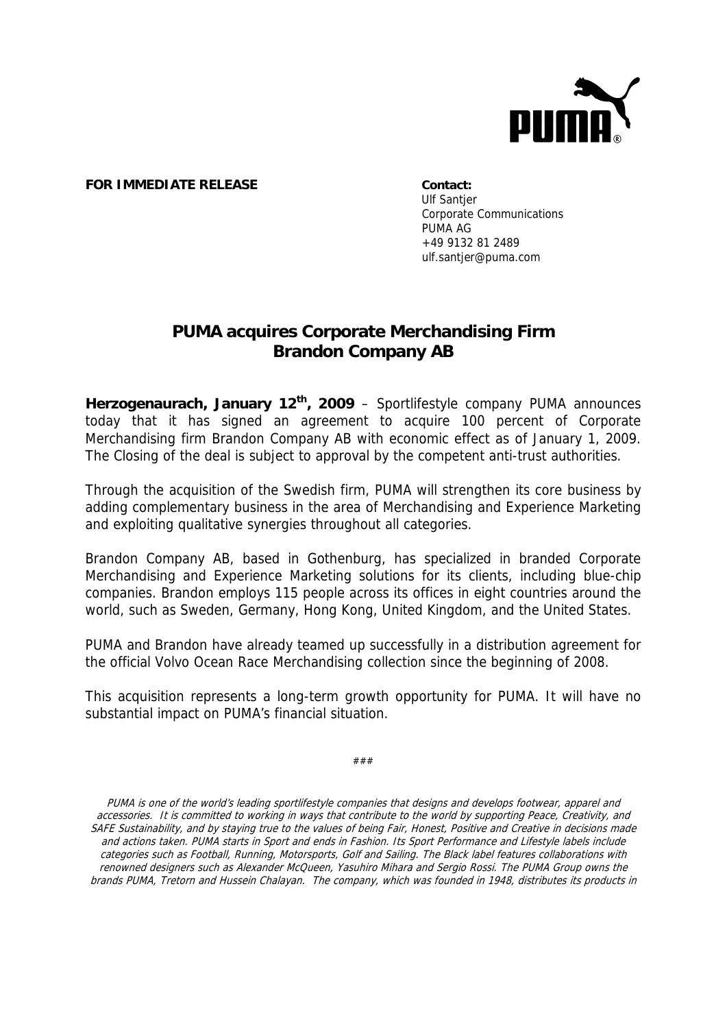**FOR IMMEDIATE RELEASE**

**Contact:**
Ulf Santjer
Corporate Communications
PUMA AG
+49 9132 81 2489
ulf.santjer@puma.com

# PUMA acquires Corporate Merchandising Firm Brandon Company AB

**Herzogenaurach, January 12th, 2009** – Sportlifestyle company PUMA announces today that it has signed an agreement to acquire 100 percent of Corporate Merchandising firm Brandon Company AB with economic effect as of January 1, 2009. The Closing of the deal is subject to approval by the competent anti-trust authorities.

Through the acquisition of the Swedish firm, PUMA will strengthen its core business by adding complementary business in the area of Merchandising and Experience Marketing and exploiting qualitative synergies throughout all categories.

Brandon Company AB, based in Gothenburg, has specialized in branded Corporate Merchandising and Experience Marketing solutions for its clients, including blue-chip companies. Brandon employs 115 people across its offices in eight countries around the world, such as Sweden, Germany, Hong Kong, United Kingdom, and the United States.

PUMA and Brandon have already teamed up successfully in a distribution agreement for the official Volvo Ocean Race Merchandising collection since the beginning of 2008.

This acquisition represents a long-term growth opportunity for PUMA. It will have no substantial impact on PUMA's financial situation.

###

*PUMA is one of the world's leading sportlifestyle companies that designs and develops footwear, apparel and accessories. It is committed to working in ways that contribute to the world by supporting Peace, Creativity, and SAFE Sustainability, and by staying true to the values of being Fair, Honest, Positive and Creative in decisions made and actions taken. PUMA starts in Sport and ends in Fashion. Its Sport Performance and Lifestyle labels include categories such as Football, Running, Motorsports, Golf and Sailing. The Black label features collaborations with renowned designers such as Alexander McQueen, Yasuhiro Mihara and Sergio Rossi. The PUMA Group owns the brands PUMA, Tretorn and Hussein Chalayan. The company, which was founded in 1948, distributes its products in*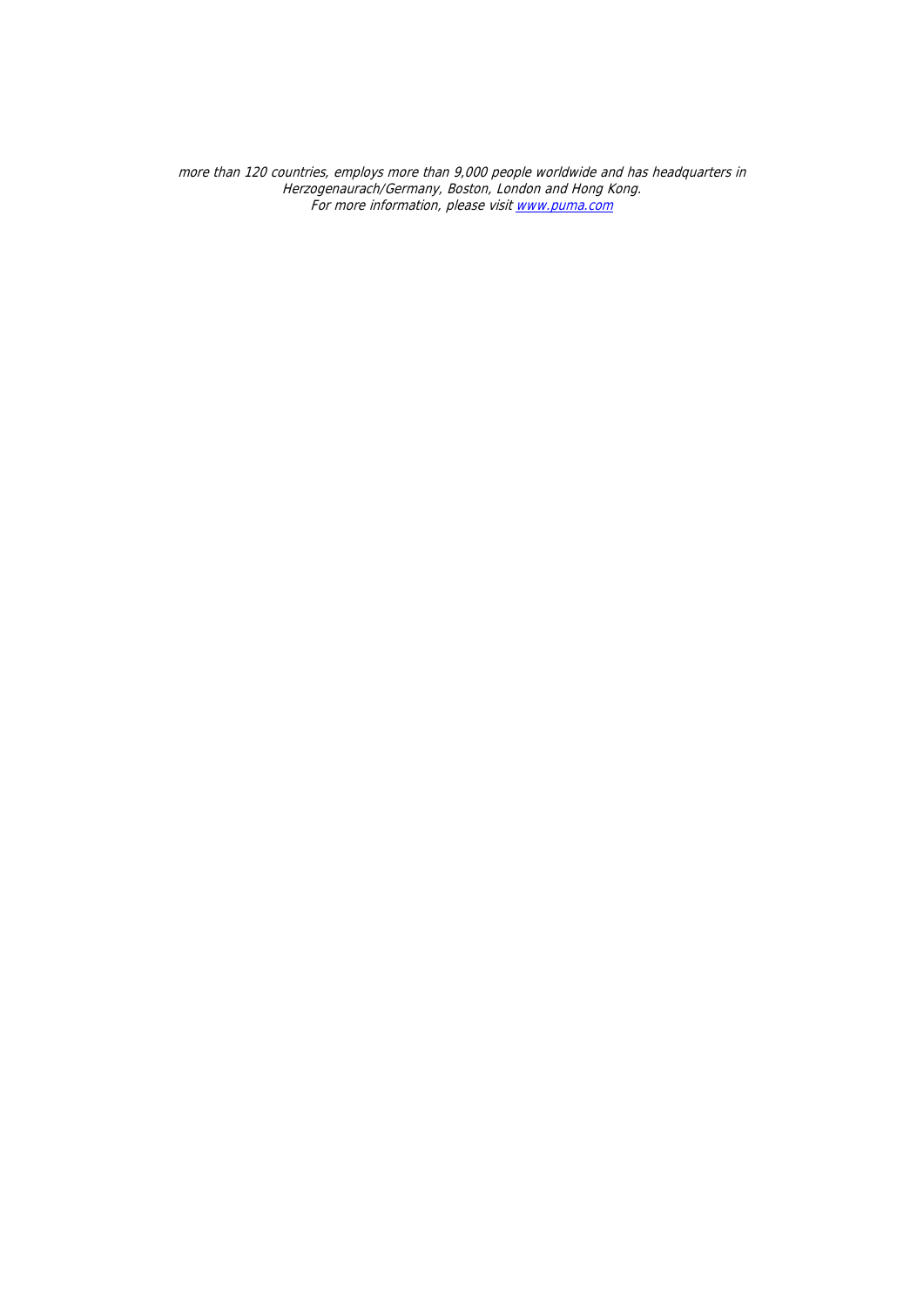*more than 120 countries, employs more than 9,000 people worldwide and has headquarters in Herzogenaurach/Germany, Boston, London and Hong Kong.*
*For more information, please visit [www.puma.com](http://www.puma.com)*